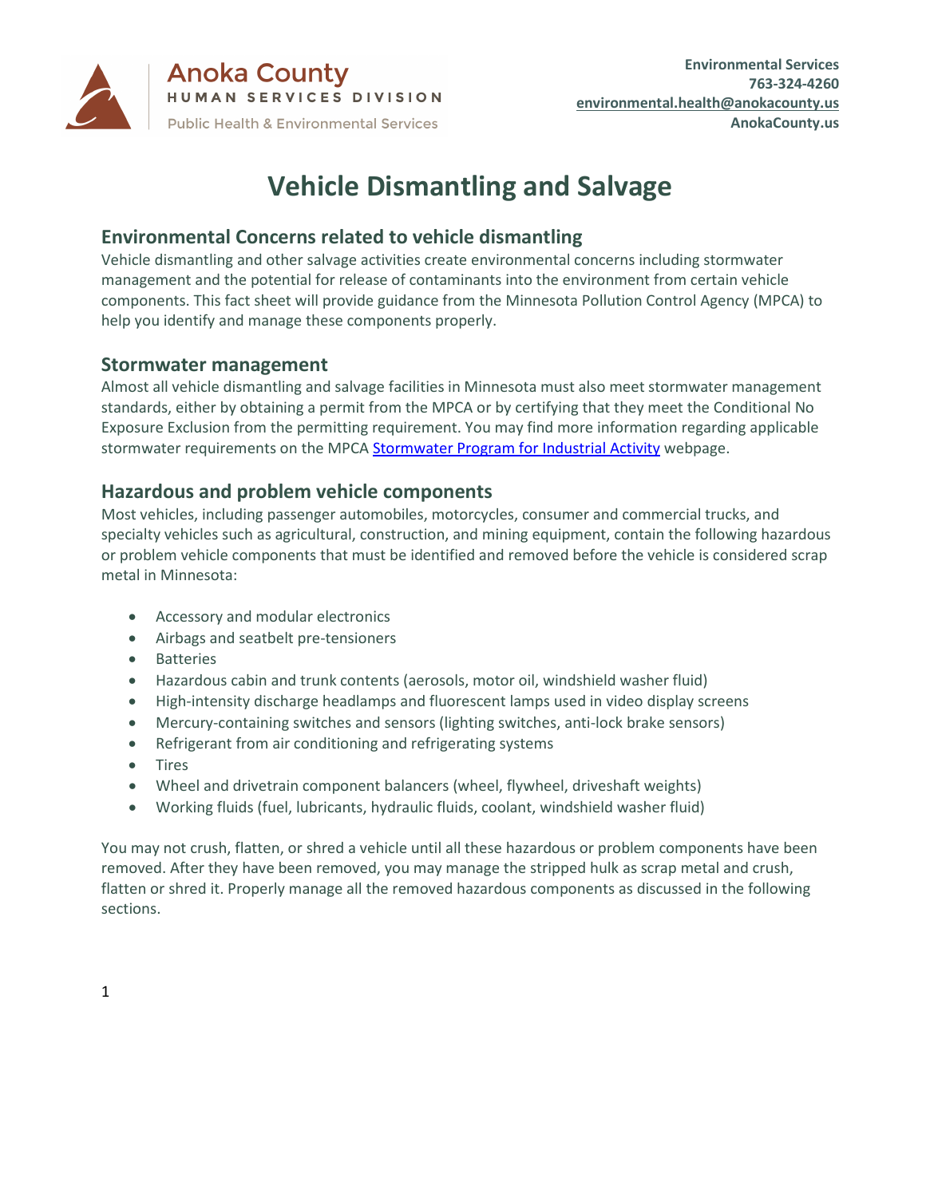Anoka County
HUMAN SERVICES DIVISION
Public Health & Environmental Services

**Environmental Services**
**763-324-4260**
**environmental.health@anokacounty.us**
**AnokaCounty.us**

# Vehicle Dismantling and Salvage

## Environmental Concerns related to vehicle dismantling

Vehicle dismantling and other salvage activities create environmental concerns including stormwater management and the potential for release of contaminants into the environment from certain vehicle components. This fact sheet will provide guidance from the Minnesota Pollution Control Agency (MPCA) to help you identify and manage these components properly.

## Stormwater management

Almost all vehicle dismantling and salvage facilities in Minnesota must also meet stormwater management standards, either by obtaining a permit from the MPCA or by certifying that they meet the Conditional No Exposure Exclusion from the permitting requirement. You may find more information regarding applicable stormwater requirements on the MPCA Stormwater Program for Industrial Activity webpage.

## Hazardous and problem vehicle components

Most vehicles, including passenger automobiles, motorcycles, consumer and commercial trucks, and specialty vehicles such as agricultural, construction, and mining equipment, contain the following hazardous or problem vehicle components that must be identified and removed before the vehicle is considered scrap metal in Minnesota:

- Accessory and modular electronics
- Airbags and seatbelt pre-tensioners
- Batteries
- Hazardous cabin and trunk contents (aerosols, motor oil, windshield washer fluid)
- High-intensity discharge headlamps and fluorescent lamps used in video display screens
- Mercury-containing switches and sensors (lighting switches, anti-lock brake sensors)
- Refrigerant from air conditioning and refrigerating systems
- Tires
- Wheel and drivetrain component balancers (wheel, flywheel, driveshaft weights)
- Working fluids (fuel, lubricants, hydraulic fluids, coolant, windshield washer fluid)

You may not crush, flatten, or shred a vehicle until all these hazardous or problem components have been removed. After they have been removed, you may manage the stripped hulk as scrap metal and crush, flatten or shred it. Properly manage all the removed hazardous components as discussed in the following sections.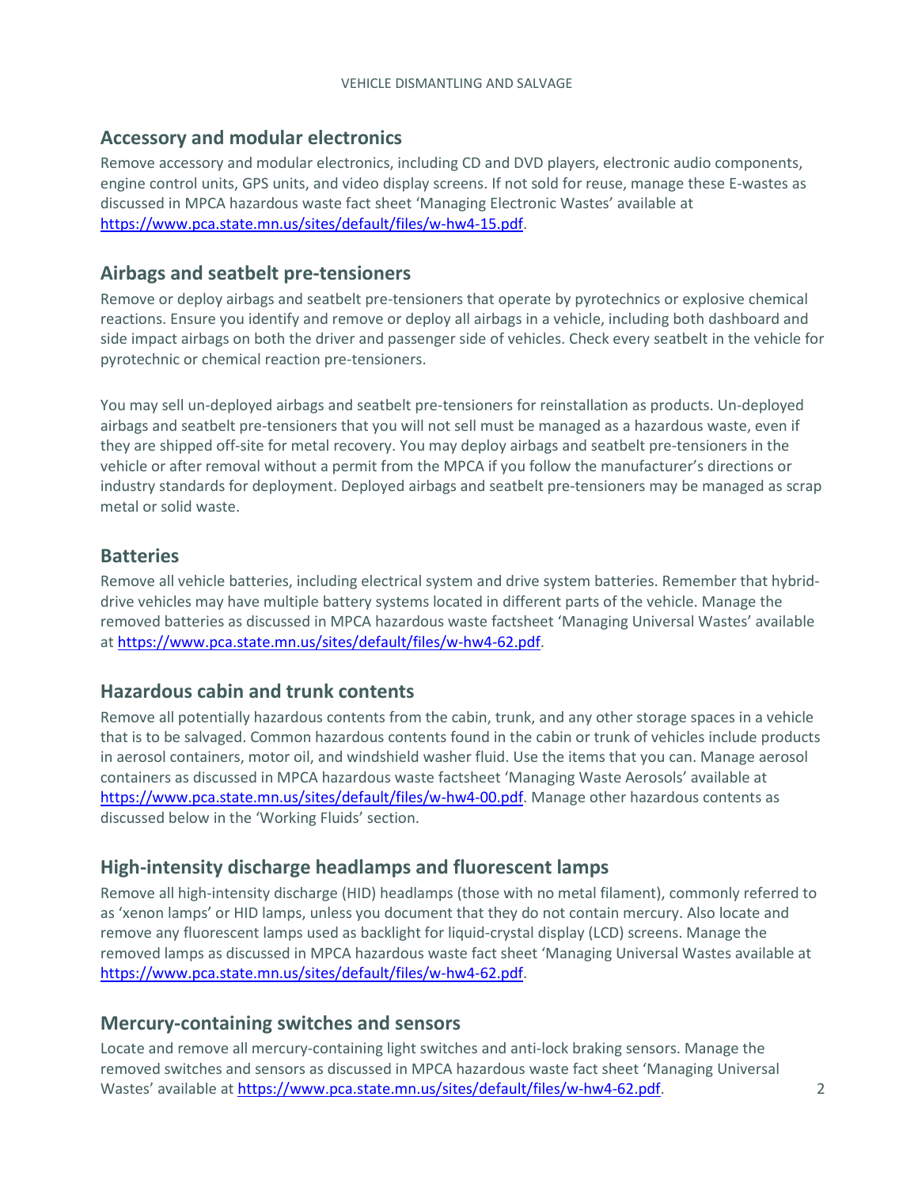## Accessory and modular electronics

Remove accessory and modular electronics, including CD and DVD players, electronic audio components, engine control units, GPS units, and video display screens. If not sold for reuse, manage these E-wastes as discussed in MPCA hazardous waste fact sheet 'Managing Electronic Wastes' available at https://www.pca.state.mn.us/sites/default/files/w-hw4-15.pdf.

## Airbags and seatbelt pre-tensioners

Remove or deploy airbags and seatbelt pre-tensioners that operate by pyrotechnics or explosive chemical reactions. Ensure you identify and remove or deploy all airbags in a vehicle, including both dashboard and side impact airbags on both the driver and passenger side of vehicles. Check every seatbelt in the vehicle for pyrotechnic or chemical reaction pre-tensioners.

You may sell un-deployed airbags and seatbelt pre-tensioners for reinstallation as products. Un-deployed airbags and seatbelt pre-tensioners that you will not sell must be managed as a hazardous waste, even if they are shipped off-site for metal recovery. You may deploy airbags and seatbelt pre-tensioners in the vehicle or after removal without a permit from the MPCA if you follow the manufacturer's directions or industry standards for deployment. Deployed airbags and seatbelt pre-tensioners may be managed as scrap metal or solid waste.

## Batteries

Remove all vehicle batteries, including electrical system and drive system batteries. Remember that hybrid-drive vehicles may have multiple battery systems located in different parts of the vehicle. Manage the removed batteries as discussed in MPCA hazardous waste factsheet 'Managing Universal Wastes' available at https://www.pca.state.mn.us/sites/default/files/w-hw4-62.pdf.

## Hazardous cabin and trunk contents

Remove all potentially hazardous contents from the cabin, trunk, and any other storage spaces in a vehicle that is to be salvaged. Common hazardous contents found in the cabin or trunk of vehicles include products in aerosol containers, motor oil, and windshield washer fluid. Use the items that you can. Manage aerosol containers as discussed in MPCA hazardous waste factsheet 'Managing Waste Aerosols' available at https://www.pca.state.mn.us/sites/default/files/w-hw4-00.pdf. Manage other hazardous contents as discussed below in the 'Working Fluids' section.

## High-intensity discharge headlamps and fluorescent lamps

Remove all high-intensity discharge (HID) headlamps (those with no metal filament), commonly referred to as 'xenon lamps' or HID lamps, unless you document that they do not contain mercury. Also locate and remove any fluorescent lamps used as backlight for liquid-crystal display (LCD) screens. Manage the removed lamps as discussed in MPCA hazardous waste fact sheet 'Managing Universal Wastes available at https://www.pca.state.mn.us/sites/default/files/w-hw4-62.pdf.

## Mercury-containing switches and sensors

Locate and remove all mercury-containing light switches and anti-lock braking sensors. Manage the removed switches and sensors as discussed in MPCA hazardous waste fact sheet 'Managing Universal Wastes' available at https://www.pca.state.mn.us/sites/default/files/w-hw4-62.pdf.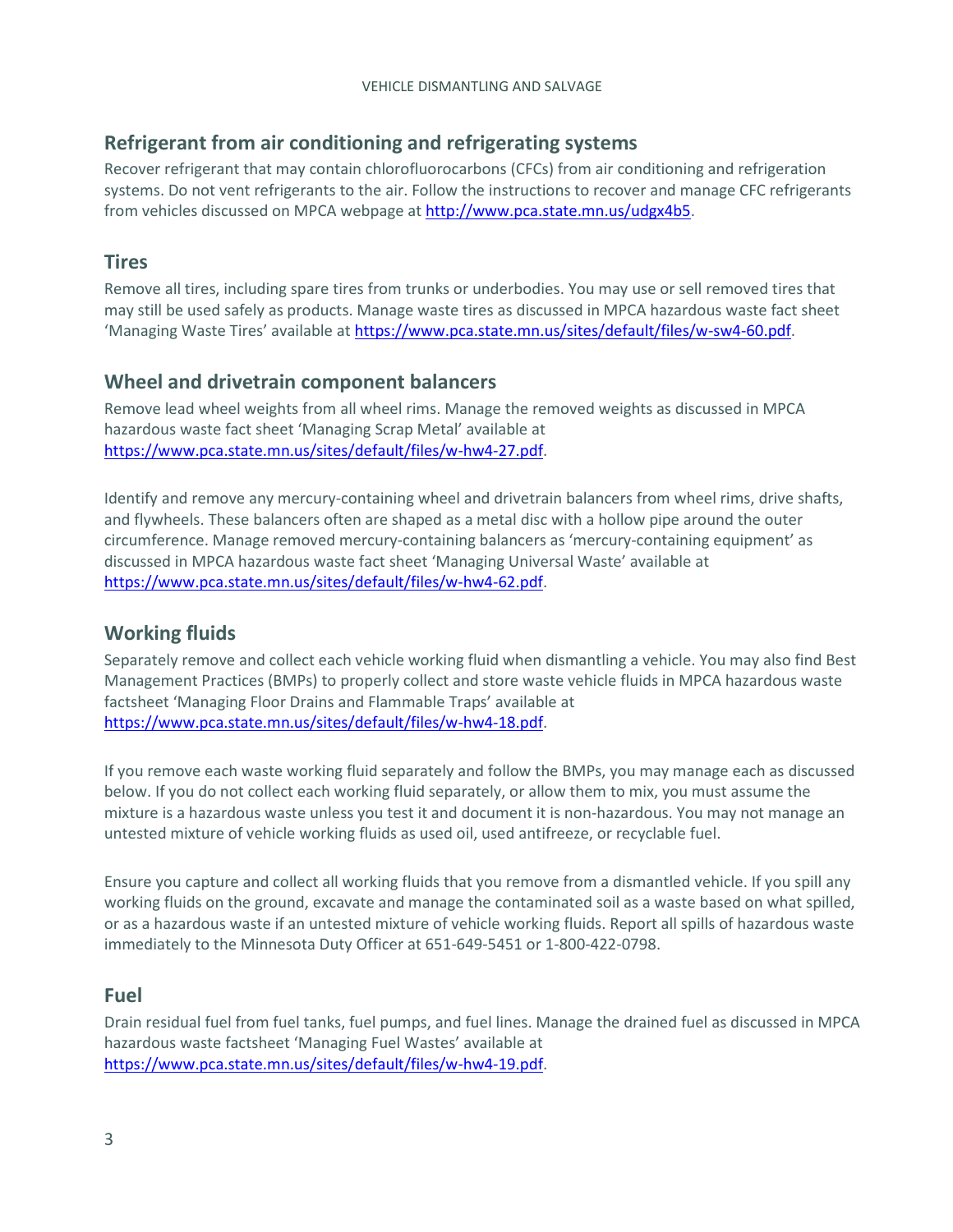## Refrigerant from air conditioning and refrigerating systems

Recover refrigerant that may contain chlorofluorocarbons (CFCs) from air conditioning and refrigeration systems. Do not vent refrigerants to the air. Follow the instructions to recover and manage CFC refrigerants from vehicles discussed on MPCA webpage at http://www.pca.state.mn.us/udgx4b5.

## Tires

Remove all tires, including spare tires from trunks or underbodies. You may use or sell removed tires that may still be used safely as products. Manage waste tires as discussed in MPCA hazardous waste fact sheet 'Managing Waste Tires' available at https://www.pca.state.mn.us/sites/default/files/w-sw4-60.pdf.

## Wheel and drivetrain component balancers

Remove lead wheel weights from all wheel rims. Manage the removed weights as discussed in MPCA hazardous waste fact sheet 'Managing Scrap Metal' available at https://www.pca.state.mn.us/sites/default/files/w-hw4-27.pdf.

Identify and remove any mercury-containing wheel and drivetrain balancers from wheel rims, drive shafts, and flywheels. These balancers often are shaped as a metal disc with a hollow pipe around the outer circumference. Manage removed mercury-containing balancers as 'mercury-containing equipment' as discussed in MPCA hazardous waste fact sheet 'Managing Universal Waste' available at https://www.pca.state.mn.us/sites/default/files/w-hw4-62.pdf.

## Working fluids

Separately remove and collect each vehicle working fluid when dismantling a vehicle. You may also find Best Management Practices (BMPs) to properly collect and store waste vehicle fluids in MPCA hazardous waste factsheet 'Managing Floor Drains and Flammable Traps' available at https://www.pca.state.mn.us/sites/default/files/w-hw4-18.pdf.

If you remove each waste working fluid separately and follow the BMPs, you may manage each as discussed below. If you do not collect each working fluid separately, or allow them to mix, you must assume the mixture is a hazardous waste unless you test it and document it is non-hazardous. You may not manage an untested mixture of vehicle working fluids as used oil, used antifreeze, or recyclable fuel.

Ensure you capture and collect all working fluids that you remove from a dismantled vehicle. If you spill any working fluids on the ground, excavate and manage the contaminated soil as a waste based on what spilled, or as a hazardous waste if an untested mixture of vehicle working fluids. Report all spills of hazardous waste immediately to the Minnesota Duty Officer at 651-649-5451 or 1-800-422-0798.

## Fuel

Drain residual fuel from fuel tanks, fuel pumps, and fuel lines. Manage the drained fuel as discussed in MPCA hazardous waste factsheet 'Managing Fuel Wastes' available at https://www.pca.state.mn.us/sites/default/files/w-hw4-19.pdf.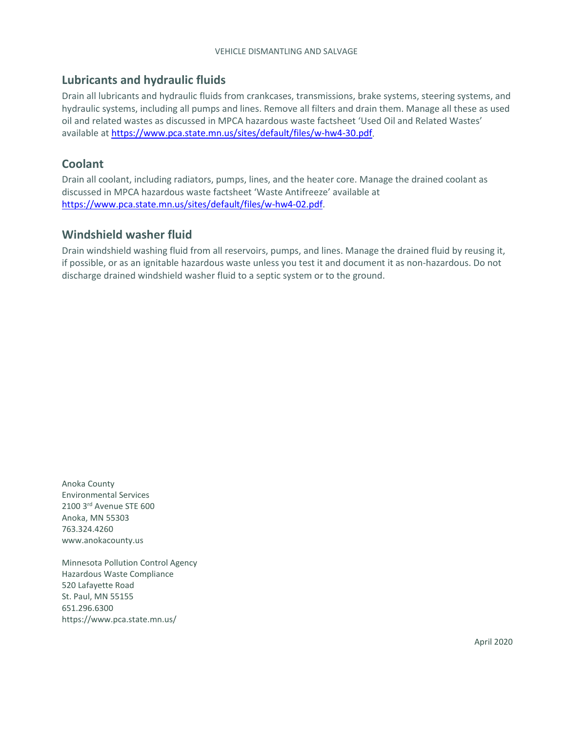## Lubricants and hydraulic fluids

Drain all lubricants and hydraulic fluids from crankcases, transmissions, brake systems, steering systems, and hydraulic systems, including all pumps and lines. Remove all filters and drain them. Manage all these as used oil and related wastes as discussed in MPCA hazardous waste factsheet 'Used Oil and Related Wastes' available at https://www.pca.state.mn.us/sites/default/files/w-hw4-30.pdf.

## Coolant

Drain all coolant, including radiators, pumps, lines, and the heater core. Manage the drained coolant as discussed in MPCA hazardous waste factsheet 'Waste Antifreeze' available at https://www.pca.state.mn.us/sites/default/files/w-hw4-02.pdf.

## Windshield washer fluid

Drain windshield washing fluid from all reservoirs, pumps, and lines. Manage the drained fluid by reusing it, if possible, or as an ignitable hazardous waste unless you test it and document it as non-hazardous. Do not discharge drained windshield washer fluid to a septic system or to the ground.

Anoka County
Environmental Services
2100 3rd Avenue STE 600
Anoka, MN 55303
763.324.4260
www.anokacounty.us

Minnesota Pollution Control Agency
Hazardous Waste Compliance
520 Lafayette Road
St. Paul, MN 55155
651.296.6300
https://www.pca.state.mn.us/

April 2020